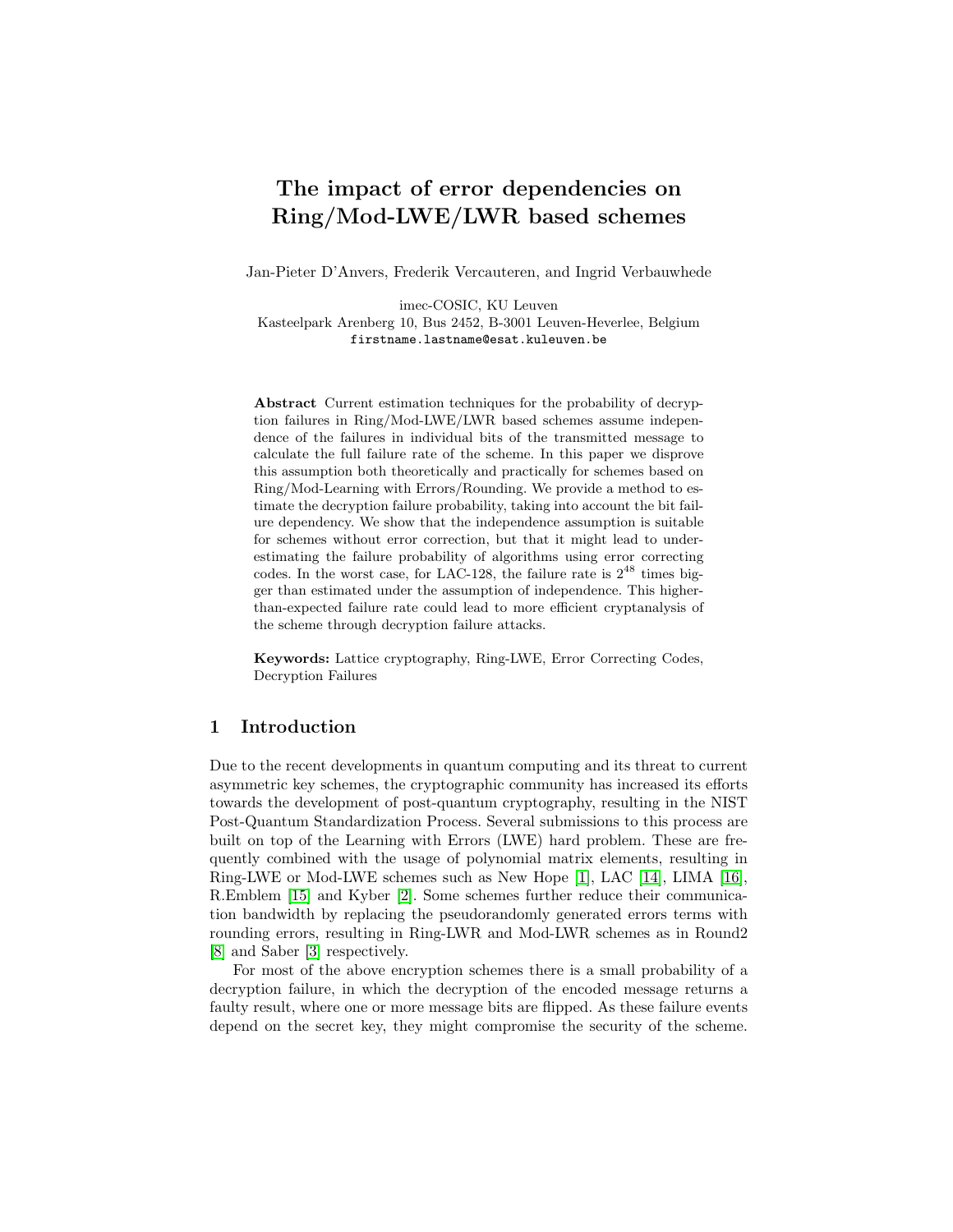# The impact of error dependencies on Ring/Mod-LWE/LWR based schemes

Jan-Pieter D'Anvers, Frederik Vercauteren, and Ingrid Verbauwhede

imec-COSIC, KU Leuven
Kasteelpark Arenberg 10, Bus 2452, B-3001 Leuven-Heverlee, Belgium
firstname.lastname@esat.kuleuven.be

**Abstract** Current estimation techniques for the probability of decryption failures in Ring/Mod-LWE/LWR based schemes assume independence of the failures in individual bits of the transmitted message to calculate the full failure rate of the scheme. In this paper we disprove this assumption both theoretically and practically for schemes based on Ring/Mod-Learning with Errors/Rounding. We provide a method to estimate the decryption failure probability, taking into account the bit failure dependency. We show that the independence assumption is suitable for schemes without error correction, but that it might lead to underestimating the failure probability of algorithms using error correcting codes. In the worst case, for LAC-128, the failure rate is $2^{48}$ times bigger than estimated under the assumption of independence. This higher-than-expected failure rate could lead to more efficient cryptanalysis of the scheme through decryption failure attacks.

**Keywords:** Lattice cryptography, Ring-LWE, Error Correcting Codes, Decryption Failures

## 1 Introduction

Due to the recent developments in quantum computing and its threat to current asymmetric key schemes, the cryptographic community has increased its efforts towards the development of post-quantum cryptography, resulting in the NIST Post-Quantum Standardization Process. Several submissions to this process are built on top of the Learning with Errors (LWE) hard problem. These are frequently combined with the usage of polynomial matrix elements, resulting in Ring-LWE or Mod-LWE schemes such as New Hope [1], LAC [14], LIMA [16], R.Emblem [15] and Kyber [2]. Some schemes further reduce their communication bandwidth by replacing the pseudorandomly generated errors terms with rounding errors, resulting in Ring-LWR and Mod-LWR schemes as in Round2 [8] and Saber [3] respectively.

For most of the above encryption schemes there is a small probability of a decryption failure, in which the decryption of the encoded message returns a faulty result, where one or more message bits are flipped. As these failure events depend on the secret key, they might compromise the security of the scheme.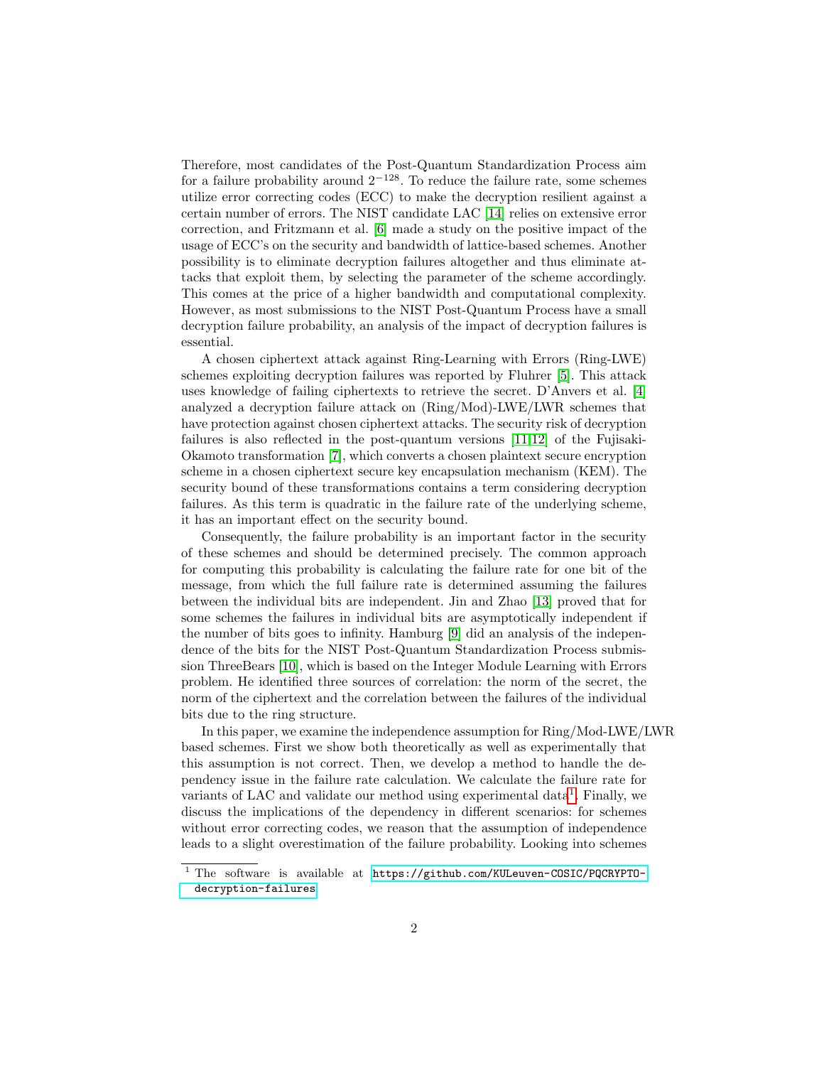Therefore, most candidates of the Post-Quantum Standardization Process aim for a failure probability around $2^{-128}$. To reduce the failure rate, some schemes utilize error correcting codes (ECC) to make the decryption resilient against a certain number of errors. The NIST candidate LAC [14] relies on extensive error correction, and Fritzmann et al. [6] made a study on the positive impact of the usage of ECC's on the security and bandwidth of lattice-based schemes. Another possibility is to eliminate decryption failures altogether and thus eliminate attacks that exploit them, by selecting the parameter of the scheme accordingly. This comes at the price of a higher bandwidth and computational complexity. However, as most submissions to the NIST Post-Quantum Process have a small decryption failure probability, an analysis of the impact of decryption failures is essential.

A chosen ciphertext attack against Ring-Learning with Errors (Ring-LWE) schemes exploiting decryption failures was reported by Fluhrer [5]. This attack uses knowledge of failing ciphertexts to retrieve the secret. D'Anvers et al. [4] analyzed a decryption failure attack on (Ring/Mod)-LWE/LWR schemes that have protection against chosen ciphertext attacks. The security risk of decryption failures is also reflected in the post-quantum versions [11,12] of the Fujisaki-Okamoto transformation [7], which converts a chosen plaintext secure encryption scheme in a chosen ciphertext secure key encapsulation mechanism (KEM). The security bound of these transformations contains a term considering decryption failures. As this term is quadratic in the failure rate of the underlying scheme, it has an important effect on the security bound.

Consequently, the failure probability is an important factor in the security of these schemes and should be determined precisely. The common approach for computing this probability is calculating the failure rate for one bit of the message, from which the full failure rate is determined assuming the failures between the individual bits are independent. Jin and Zhao [13] proved that for some schemes the failures in individual bits are asymptotically independent if the number of bits goes to infinity. Hamburg [9] did an analysis of the independence of the bits for the NIST Post-Quantum Standardization Process submission ThreeBears [10], which is based on the Integer Module Learning with Errors problem. He identified three sources of correlation: the norm of the secret, the norm of the ciphertext and the correlation between the failures of the individual bits due to the ring structure.

In this paper, we examine the independence assumption for Ring/Mod-LWE/LWR based schemes. First we show both theoretically as well as experimentally that this assumption is not correct. Then, we develop a method to handle the dependency issue in the failure rate calculation. We calculate the failure rate for variants of LAC and validate our method using experimental data[1]. Finally, we discuss the implications of the dependency in different scenarios: for schemes without error correcting codes, we reason that the assumption of independence leads to a slight overestimation of the failure probability. Looking into schemes

[1] The software is available at https://github.com/KULeuven-COSIC/PQCRYPTO-decryption-failures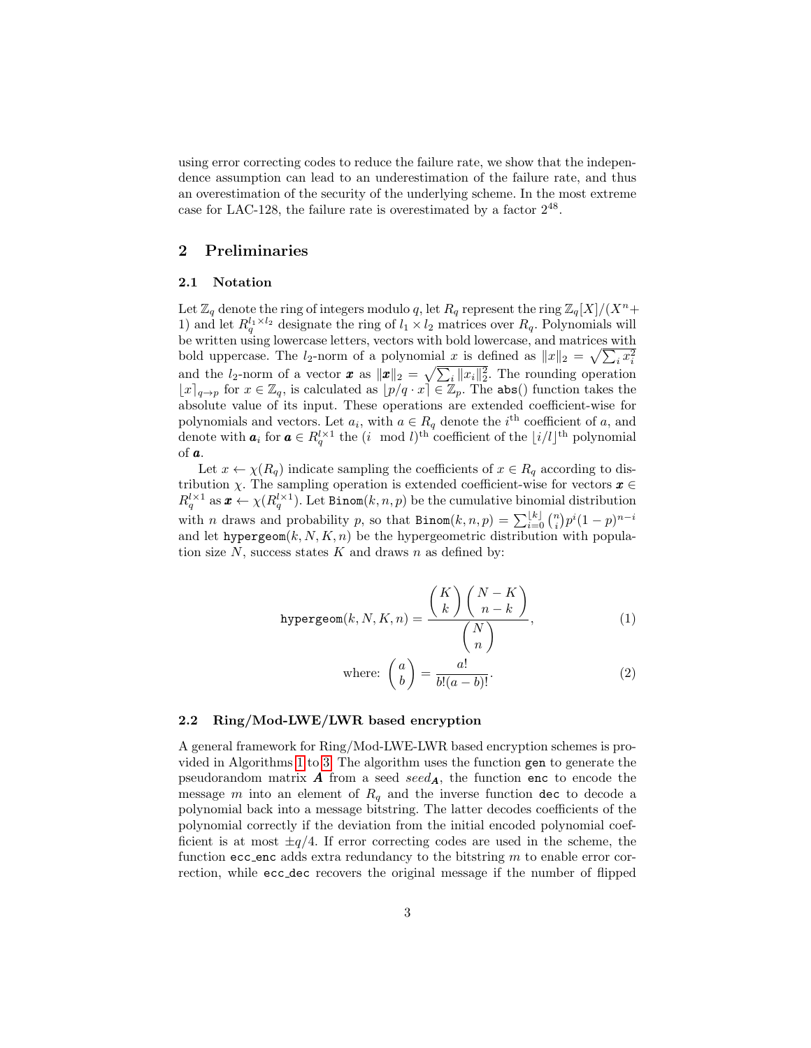using error correcting codes to reduce the failure rate, we show that the independence assumption can lead to an underestimation of the failure rate, and thus an overestimation of the security of the underlying scheme. In the most extreme case for LAC-128, the failure rate is overestimated by a factor $2^{48}$.

## 2 Preliminaries

### 2.1 Notation

Let $\mathbb{Z}_q$ denote the ring of integers modulo $q$, let $R_q$ represent the ring $\mathbb{Z}_q[X]/(X^n+1)$ and let $R_q^{l_1 \times l_2}$ designate the ring of $l_1 \times l_2$ matrices over $R_q$. Polynomials will be written using lowercase letters, vectors with bold lowercase, and matrices with bold uppercase. The $l_2$-norm of a polynomial $x$ is defined as $\|x\|_2 = \sqrt{\sum_i x_i^2}$ and the $l_2$-norm of a vector $\boldsymbol{x}$ as $\|\boldsymbol{x}\|_2 = \sqrt{\sum_i \|x_i\|_2^2}$. The rounding operation $\lfloor x \rceil_{q \to p}$ for $x \in \mathbb{Z}_q$, is calculated as $\lfloor p/q \cdot x \rceil \in \mathbb{Z}_p$. The $\texttt{abs}()$ function takes the absolute value of its input. These operations are extended coefficient-wise for polynomials and vectors. Let $a_i$, with $a \in R_q$ denote the $i^{\text{th}}$ coefficient of $a$, and denote with $\boldsymbol{a}_i$ for $\boldsymbol{a} \in R_q^{l \times 1}$ the $(i \mod l)^{\text{th}}$ coefficient of the $\lfloor i/l \rfloor^{\text{th}}$ polynomial of $\boldsymbol{a}$.

Let $x \leftarrow \chi(R_q)$ indicate sampling the coefficients of $x \in R_q$ according to distribution $\chi$. The sampling operation is extended coefficient-wise for vectors $\boldsymbol{x} \in R_q^{l \times 1}$ as $\boldsymbol{x} \leftarrow \chi(R_q^{l \times 1})$. Let $\texttt{Binom}(k, n, p)$ be the cumulative binomial distribution with $n$ draws and probability $p$, so that $\texttt{Binom}(k, n, p) = \sum_{i=0}^{\lfloor k \rfloor} \binom{n}{i} p^i (1-p)^{n-i}$ and let $\texttt{hypergeom}(k, N, K, n)$ be the hypergeometric distribution with population size $N$, success states $K$ and draws $n$ as defined by:

$$\texttt{hypergeom}(k, N, K, n) = \frac{\binom{K}{k}\binom{N-K}{n-k}}{\binom{N}{n}}, \tag{1}$$

$$\text{where: } \binom{a}{b} = \frac{a!}{b!(a-b)!}. \tag{2}$$

### 2.2 Ring/Mod-LWE/LWR based encryption

A general framework for Ring/Mod-LWE-LWR based encryption schemes is provided in Algorithms 1 to 3. The algorithm uses the function $\texttt{gen}$ to generate the pseudorandom matrix $\boldsymbol{A}$ from a seed $seed_{\boldsymbol{A}}$, the function $\texttt{enc}$ to encode the message $m$ into an element of $R_q$ and the inverse function $\texttt{dec}$ to decode a polynomial back into a message bitstring. The latter decodes coefficients of the polynomial correctly if the deviation from the initial encoded polynomial coefficient is at most $\pm q/4$. If error correcting codes are used in the scheme, the function $\texttt{ecc\_enc}$ adds extra redundancy to the bitstring $m$ to enable error correction, while $\texttt{ecc\_dec}$ recovers the original message if the number of flipped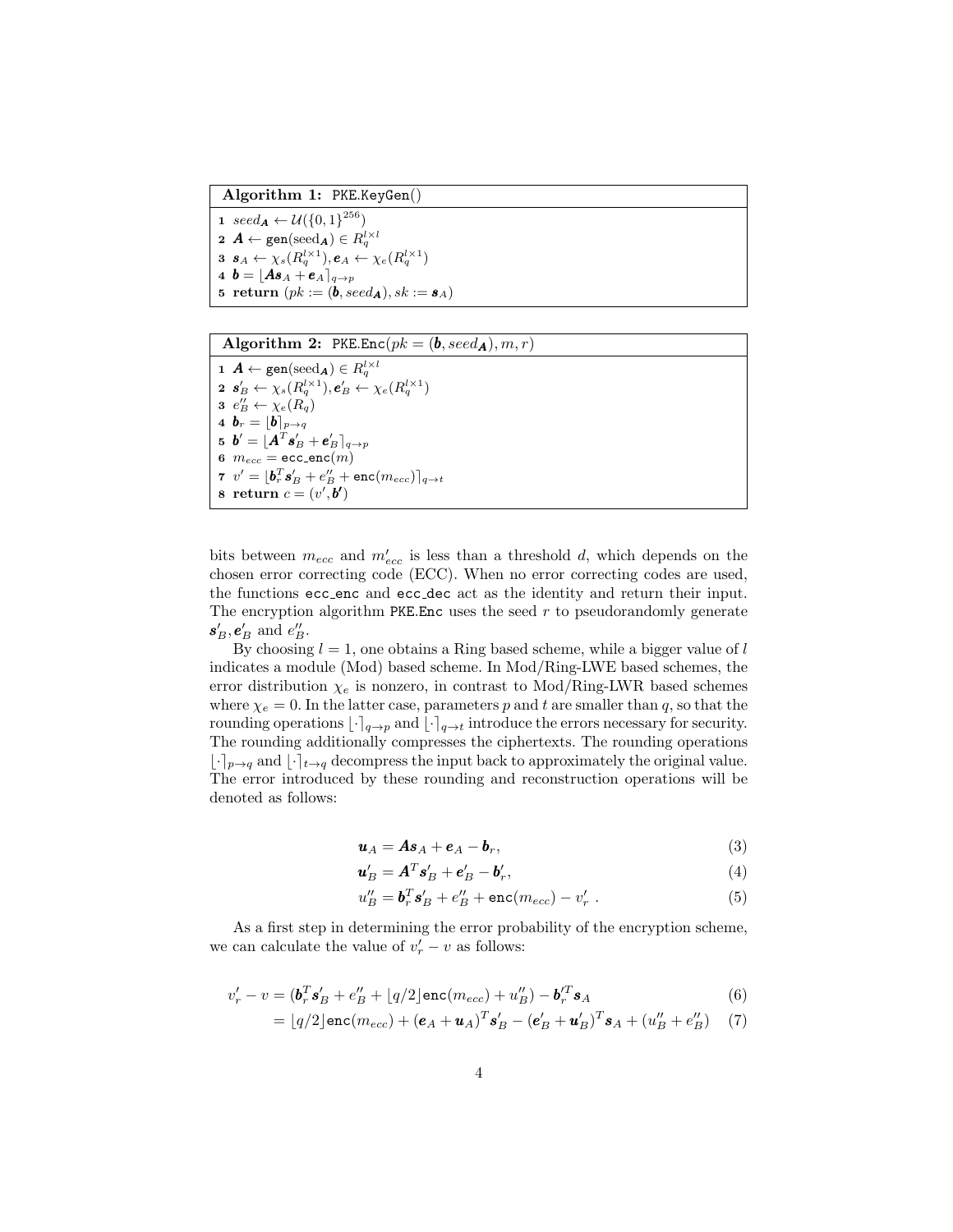**Algorithm 1:** PKE.KeyGen()

```
1  seed_A ← U({0,1}^256)
2  A ← gen(seed_A) ∈ R_q^{l×l}
3  s_A ← χ_s(R_q^{l×1}), e_A ← χ_e(R_q^{l×1})
4  b = ⌊A s_A + e_A⌉_{q→p}
5  return (pk := (b, seed_A), sk := s_A)
```

**Algorithm 2:** PKE.Enc($pk = (\boldsymbol{b}, seed_{\boldsymbol{A}}), m, r$)

```
1  A ← gen(seed_A) ∈ R_q^{l×l}
2  s'_B ← χ_s(R_q^{l×1}), e'_B ← χ_e(R_q^{l×1})
3  e''_B ← χ_e(R_q)
4  b_r = ⌊b⌉_{p→q}
5  b' = ⌊A^T s'_B + e'_B⌉_{q→p}
6  m_ecc = ecc_enc(m)
7  v' = ⌊b_r^T s'_B + e''_B + enc(m_ecc)⌉_{q→t}
8  return c = (v', b')
```

bits between $m_{ecc}$ and $m'_{ecc}$ is less than a threshold $d$, which depends on the chosen error correcting code (ECC). When no error correcting codes are used, the functions ecc_enc and ecc_dec act as the identity and return their input. The encryption algorithm PKE.Enc uses the seed $r$ to pseudorandomly generate $\boldsymbol{s}'_B, \boldsymbol{e}'_B$ and $e''_B$.

By choosing $l = 1$, one obtains a Ring based scheme, while a bigger value of $l$ indicates a module (Mod) based scheme. In Mod/Ring-LWE based schemes, the error distribution $\chi_e$ is nonzero, in contrast to Mod/Ring-LWR based schemes where $\chi_e = 0$. In the latter case, parameters $p$ and $t$ are smaller than $q$, so that the rounding operations $\lfloor \cdot \rceil_{q\to p}$ and $\lfloor \cdot \rceil_{q\to t}$ introduce the errors necessary for security. The rounding additionally compresses the ciphertexts. The rounding operations $\lfloor \cdot \rceil_{p\to q}$ and $\lfloor \cdot \rceil_{t\to q}$ decompress the input back to approximately the original value. The error introduced by these rounding and reconstruction operations will be denoted as follows:

$$\boldsymbol{u}_A = \boldsymbol{A}\boldsymbol{s}_A + \boldsymbol{e}_A - \boldsymbol{b}_r, \tag{3}$$

$$\boldsymbol{u}'_B = \boldsymbol{A}^T\boldsymbol{s}'_B + \boldsymbol{e}'_B - \boldsymbol{b}'_r, \tag{4}$$

$$u''_B = \boldsymbol{b}_r^T\boldsymbol{s}'_B + e''_B + \mathtt{enc}(m_{ecc}) - v'_r\ . \tag{5}$$

As a first step in determining the error probability of the encryption scheme, we can calculate the value of $v'_r - v$ as follows:

$$v'_r - v = (\boldsymbol{b}_r^T\boldsymbol{s}'_B + e''_B + \lfloor q/2 \rfloor \mathtt{enc}(m_{ecc}) + u''_B) - \boldsymbol{b}'^T_r\boldsymbol{s}_A \tag{6}$$

$$= \lfloor q/2 \rfloor \mathtt{enc}(m_{ecc}) + (\boldsymbol{e}_A + \boldsymbol{u}_A)^T\boldsymbol{s}'_B - (\boldsymbol{e}'_B + \boldsymbol{u}'_B)^T\boldsymbol{s}_A + (u''_B + e''_B) \tag{7}$$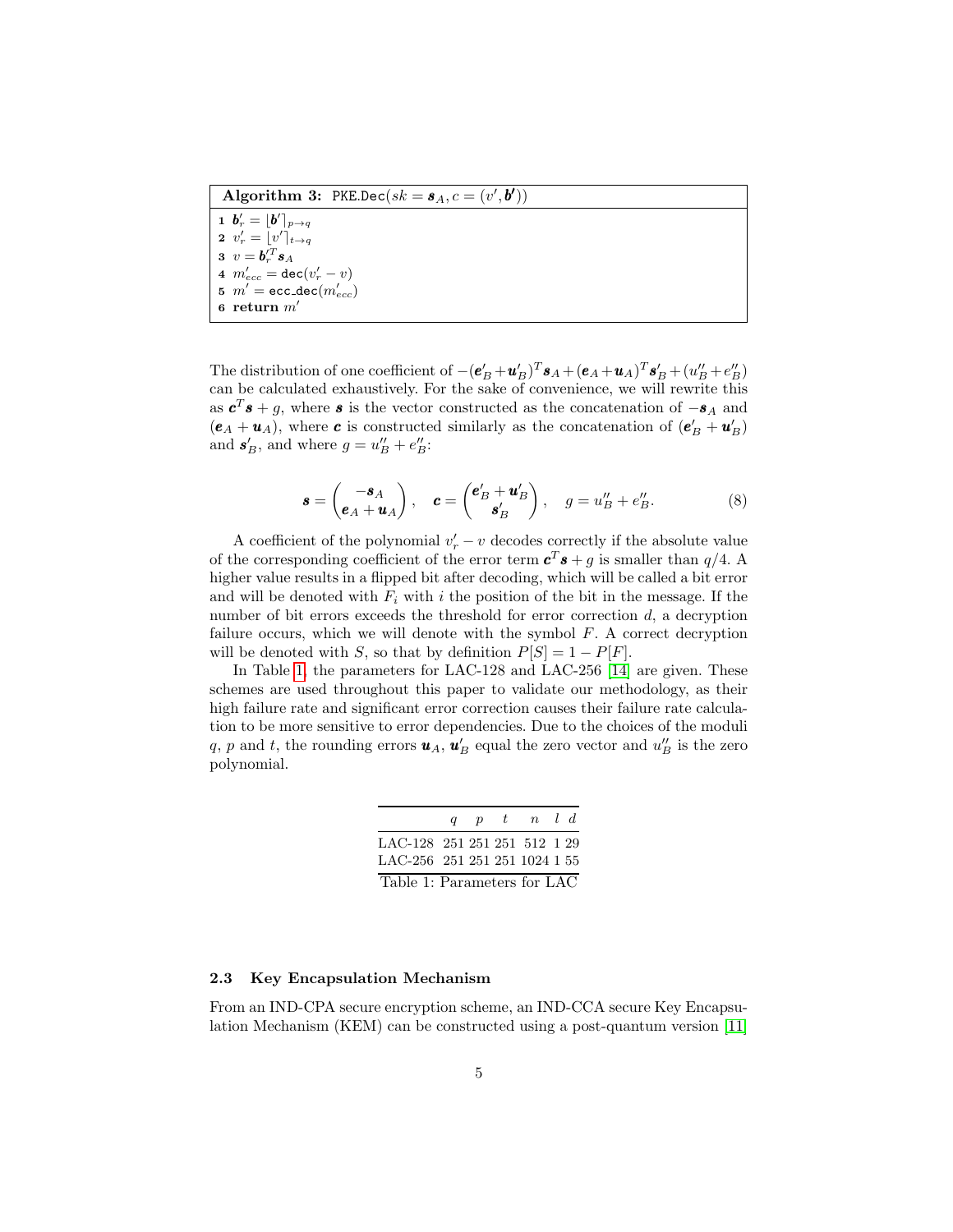**Algorithm 3:** $\texttt{PKE.Dec}(sk = \boldsymbol{s}_A, c = (v', \boldsymbol{b}'))$

1. $\boldsymbol{b}'_r = \lfloor \boldsymbol{b}' \rceil_{p \to q}$
2. $v'_r = \lfloor v' \rceil_{t \to q}$
3. $v = \boldsymbol{b}'^T_r \boldsymbol{s}_A$
4. $m'_{ecc} = \texttt{dec}(v'_r - v)$
5. $m' = \texttt{ecc\_dec}(m'_{ecc})$
6. **return** $m'$

The distribution of one coefficient of $-(\boldsymbol{e}'_B + \boldsymbol{u}'_B)^T \boldsymbol{s}_A + (\boldsymbol{e}_A + \boldsymbol{u}_A)^T \boldsymbol{s}'_B + (u''_B + e''_B)$ can be calculated exhaustively. For the sake of convenience, we will rewrite this as $\boldsymbol{c}^T \boldsymbol{s} + g$, where $\boldsymbol{s}$ is the vector constructed as the concatenation of $-\boldsymbol{s}_A$ and $(\boldsymbol{e}_A + \boldsymbol{u}_A)$, where $\boldsymbol{c}$ is constructed similarly as the concatenation of $(\boldsymbol{e}'_B + \boldsymbol{u}'_B)$ and $\boldsymbol{s}'_B$, and where $g = u''_B + e''_B$:

$$\boldsymbol{s} = \begin{pmatrix} -\boldsymbol{s}_A \\ \boldsymbol{e}_A + \boldsymbol{u}_A \end{pmatrix}, \quad \boldsymbol{c} = \begin{pmatrix} \boldsymbol{e}'_B + \boldsymbol{u}'_B \\ \boldsymbol{s}'_B \end{pmatrix}, \quad g = u''_B + e''_B. \tag{8}$$

A coefficient of the polynomial $v'_r - v$ decodes correctly if the absolute value of the corresponding coefficient of the error term $\boldsymbol{c}^T \boldsymbol{s} + g$ is smaller than $q/4$. A higher value results in a flipped bit after decoding, which will be called a bit error and will be denoted with $F_i$ with $i$ the position of the bit in the message. If the number of bit errors exceeds the threshold for error correction $d$, a decryption failure occurs, which we will denote with the symbol $F$. A correct decryption will be denoted with $S$, so that by definition $P[S] = 1 - P[F]$.

In Table 1, the parameters for LAC-128 and LAC-256 [14] are given. These schemes are used throughout this paper to validate our methodology, as their high failure rate and significant error correction causes their failure rate calculation to be more sensitive to error dependencies. Due to the choices of the moduli $q$, $p$ and $t$, the rounding errors $\boldsymbol{u}_A$, $\boldsymbol{u}'_B$ equal the zero vector and $u''_B$ is the zero polynomial.

| | $q$ | $p$ | $t$ | $n$ | $l$ | $d$ |
|---|---|---|---|---|---|---|
| LAC-128 | 251 | 251 | 251 | 512 | 1 | 29 |
| LAC-256 | 251 | 251 | 251 | 1024 | 1 | 55 |

Table 1: Parameters for LAC

### 2.3 Key Encapsulation Mechanism

From an IND-CPA secure encryption scheme, an IND-CCA secure Key Encapsulation Mechanism (KEM) can be constructed using a post-quantum version [11]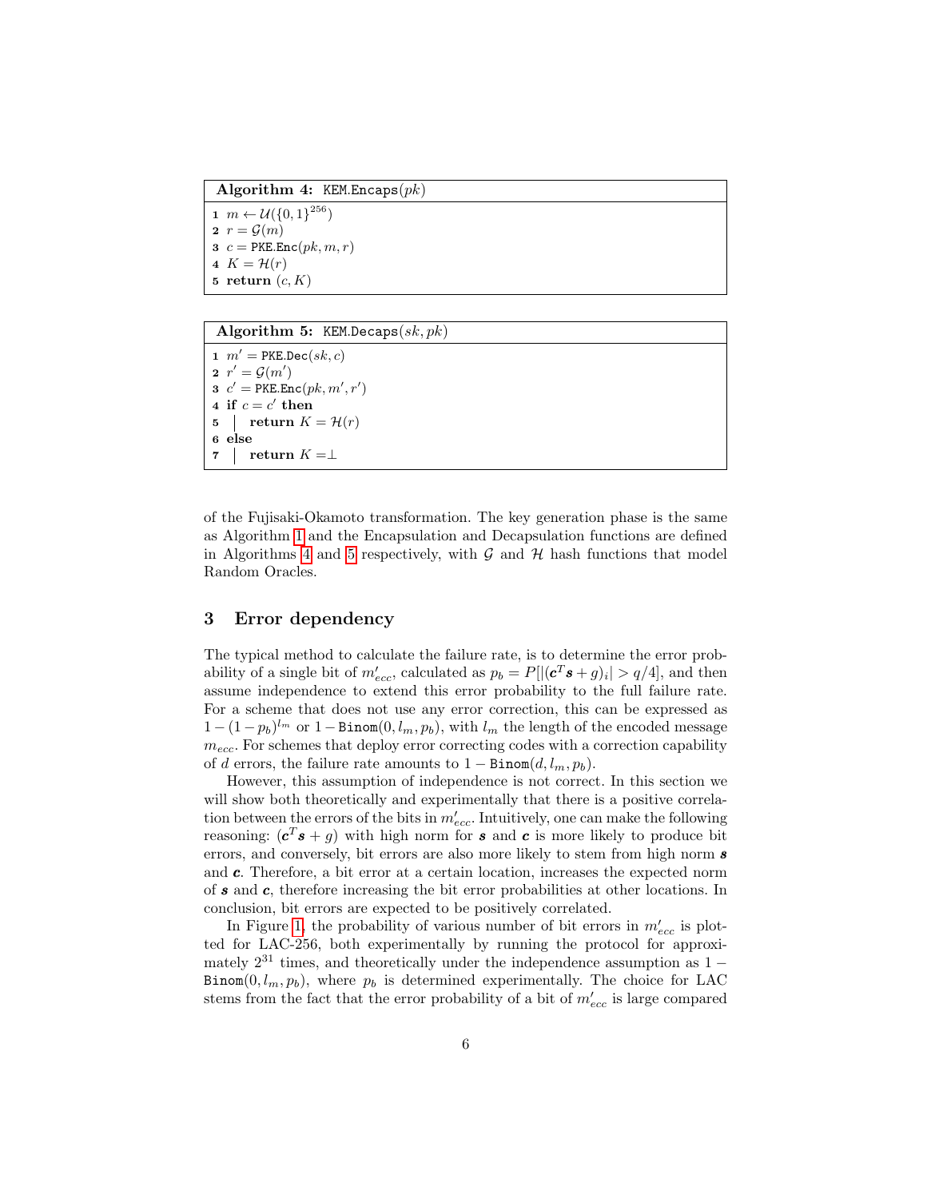**Algorithm 4:** `KEM.Encaps`$(pk)$

```
1 m ← U({0,1}^256)
2 r = G(m)
3 c = PKE.Enc(pk, m, r)
4 K = H(r)
5 return (c, K)
```

**Algorithm 5:** `KEM.Decaps`$(sk, pk)$

```
1 m' = PKE.Dec(sk, c)
2 r' = G(m')
3 c' = PKE.Enc(pk, m', r')
4 if c = c' then
5 |   return K = H(r)
6 else
7 |   return K = ⊥
```

of the Fujisaki-Okamoto transformation. The key generation phase is the same as Algorithm 1 and the Encapsulation and Decapsulation functions are defined in Algorithms 4 and 5 respectively, with $\mathcal{G}$ and $\mathcal{H}$ hash functions that model Random Oracles.

## 3 Error dependency

The typical method to calculate the failure rate, is to determine the error probability of a single bit of $m'_{ecc}$, calculated as $p_b = P[|(\boldsymbol{c}^T\boldsymbol{s} + g)_i| > q/4]$, and then assume independence to extend this error probability to the full failure rate. For a scheme that does not use any error correction, this can be expressed as $1 - (1 - p_b)^{l_m}$ or $1 - \texttt{Binom}(0, l_m, p_b)$, with $l_m$ the length of the encoded message $m_{ecc}$. For schemes that deploy error correcting codes with a correction capability of $d$ errors, the failure rate amounts to $1 - \texttt{Binom}(d, l_m, p_b)$.

However, this assumption of independence is not correct. In this section we will show both theoretically and experimentally that there is a positive correlation between the errors of the bits in $m'_{ecc}$. Intuitively, one can make the following reasoning: $(\boldsymbol{c}^T\boldsymbol{s} + g)$ with high norm for $\boldsymbol{s}$ and $\boldsymbol{c}$ is more likely to produce bit errors, and conversely, bit errors are also more likely to stem from high norm $\boldsymbol{s}$ and $\boldsymbol{c}$. Therefore, a bit error at a certain location, increases the expected norm of $\boldsymbol{s}$ and $\boldsymbol{c}$, therefore increasing the bit error probabilities at other locations. In conclusion, bit errors are expected to be positively correlated.

In Figure 1, the probability of various number of bit errors in $m'_{ecc}$ is plotted for LAC-256, both experimentally by running the protocol for approximately $2^{31}$ times, and theoretically under the independence assumption as $1 - \texttt{Binom}(0, l_m, p_b)$, where $p_b$ is determined experimentally. The choice for LAC stems from the fact that the error probability of a bit of $m'_{ecc}$ is large compared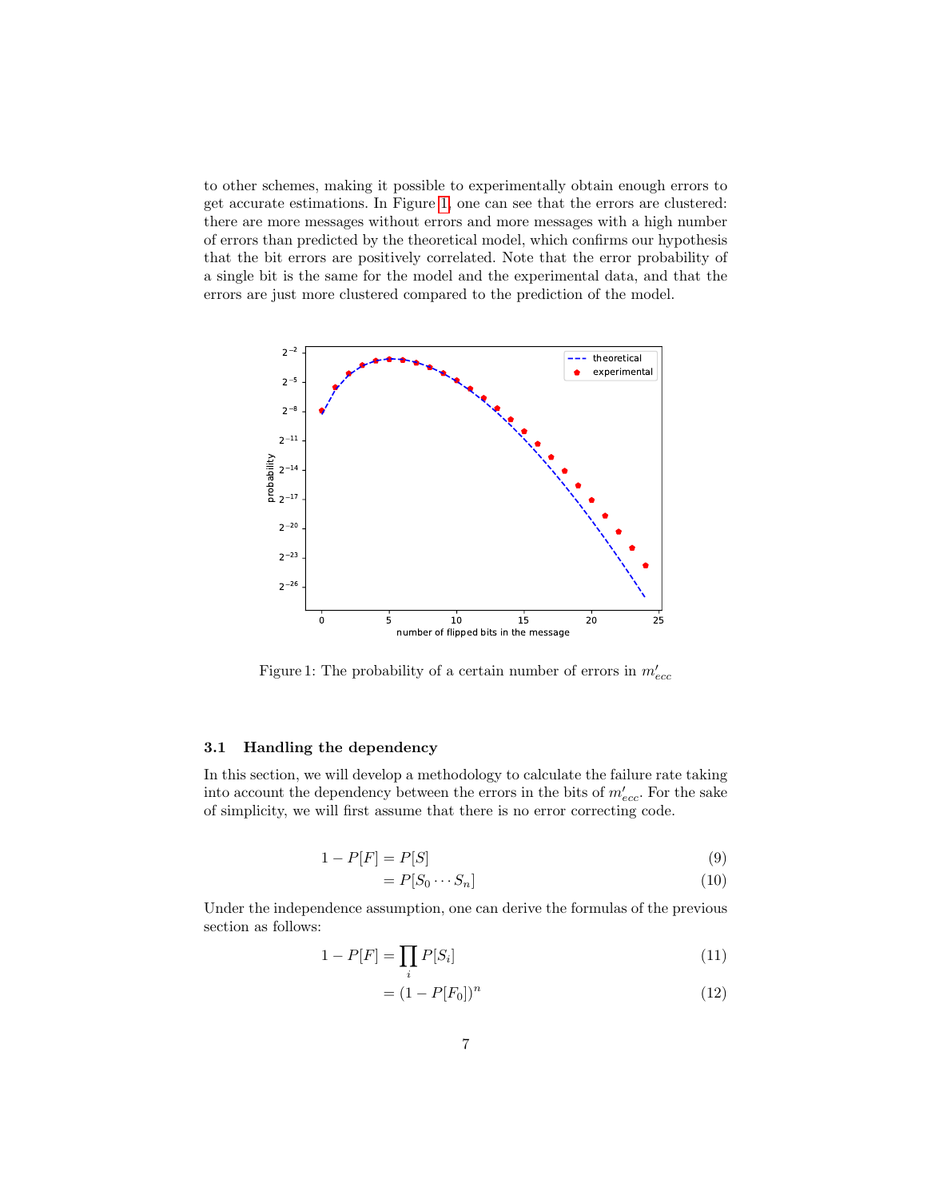to other schemes, making it possible to experimentally obtain enough errors to get accurate estimations. In Figure 1, one can see that the errors are clustered: there are more messages without errors and more messages with a high number of errors than predicted by the theoretical model, which confirms our hypothesis that the bit errors are positively correlated. Note that the error probability of a single bit is the same for the model and the experimental data, and that the errors are just more clustered compared to the prediction of the model.

Figure 1: The probability of a certain number of errors in $m'_{ecc}$

### 3.1 Handling the dependency

In this section, we will develop a methodology to calculate the failure rate taking into account the dependency between the errors in the bits of $m'_{ecc}$. For the sake of simplicity, we will first assume that there is no error correcting code.

$$
\begin{aligned}
1 - P[F] &= P[S] && (9)\\
&= P[S_0 \cdots S_n] && (10)
\end{aligned}
$$

Under the independence assumption, one can derive the formulas of the previous section as follows:

$$
\begin{aligned}
1 - P[F] &= \prod_i P[S_i] && (11)\\
&= (1 - P[F_0])^n && (12)
\end{aligned}
$$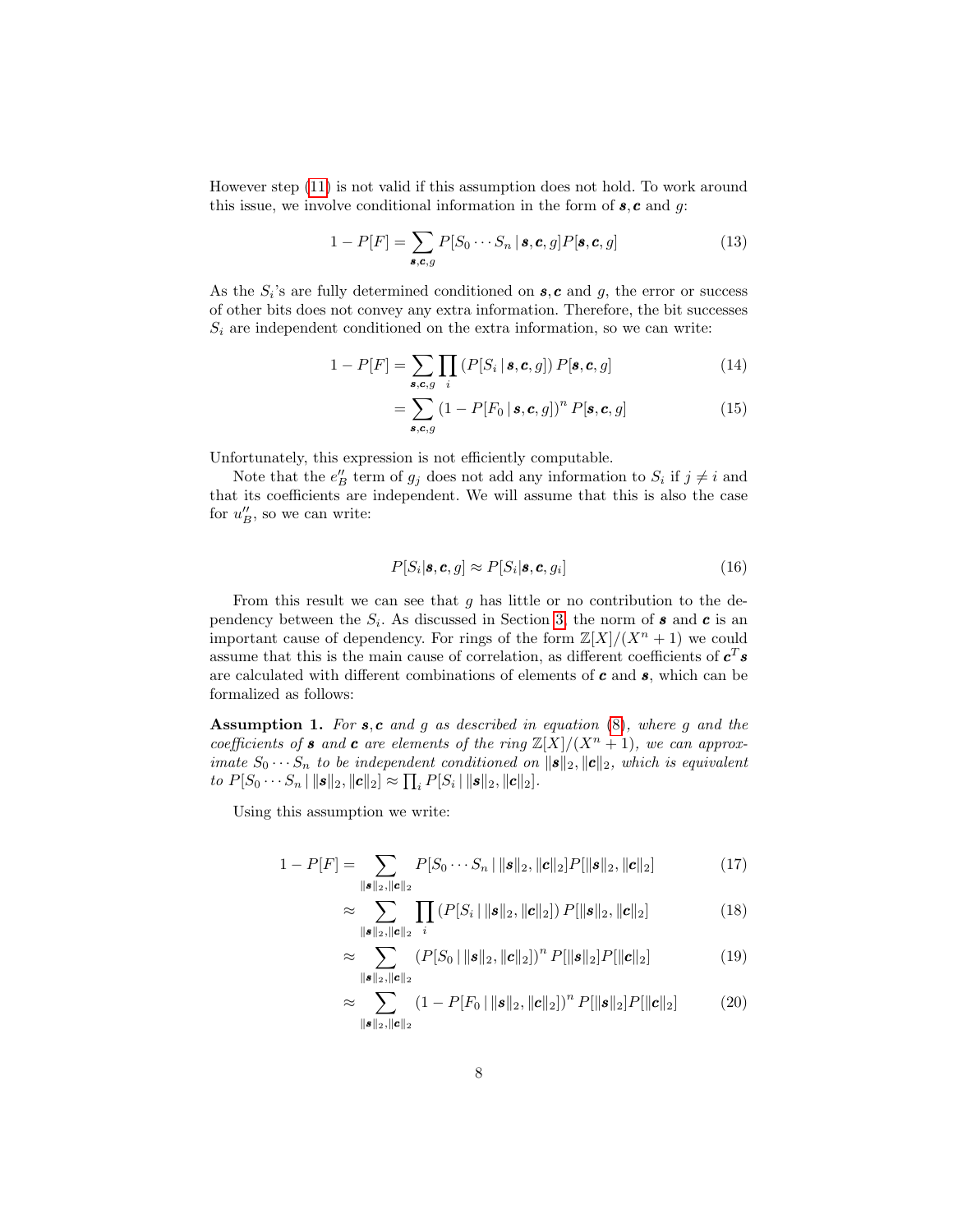However step (11) is not valid if this assumption does not hold. To work around this issue, we involve conditional information in the form of $\boldsymbol{s}, \boldsymbol{c}$ and $g$:

$$1 - P[F] = \sum_{\boldsymbol{s},\boldsymbol{c},g} P[S_0 \cdots S_n \mid \boldsymbol{s}, \boldsymbol{c}, g] P[\boldsymbol{s}, \boldsymbol{c}, g] \tag{13}$$

As the $S_i$'s are fully determined conditioned on $\boldsymbol{s}, \boldsymbol{c}$ and $g$, the error or success of other bits does not convey any extra information. Therefore, the bit successes $S_i$ are independent conditioned on the extra information, so we can write:

$$1 - P[F] = \sum_{\boldsymbol{s},\boldsymbol{c},g} \prod_i \left(P[S_i \mid \boldsymbol{s}, \boldsymbol{c}, g]\right) P[\boldsymbol{s}, \boldsymbol{c}, g] \tag{14}$$

$$= \sum_{\boldsymbol{s},\boldsymbol{c},g} \left(1 - P[F_0 \mid \boldsymbol{s}, \boldsymbol{c}, g]\right)^n P[\boldsymbol{s}, \boldsymbol{c}, g] \tag{15}$$

Unfortunately, this expression is not efficiently computable.

Note that the $e''_B$ term of $g_j$ does not add any information to $S_i$ if $j \neq i$ and that its coefficients are independent. We will assume that this is also the case for $u''_B$, so we can write:

$$P[S_i|\boldsymbol{s}, \boldsymbol{c}, g] \approx P[S_i|\boldsymbol{s}, \boldsymbol{c}, g_i] \tag{16}$$

From this result we can see that $g$ has little or no contribution to the dependency between the $S_i$. As discussed in Section 3, the norm of $\boldsymbol{s}$ and $\boldsymbol{c}$ is an important cause of dependency. For rings of the form $\mathbb{Z}[X]/(X^n + 1)$ we could assume that this is the main cause of correlation, as different coefficients of $\boldsymbol{c}^T\boldsymbol{s}$ are calculated with different combinations of elements of $\boldsymbol{c}$ and $\boldsymbol{s}$, which can be formalized as follows:

**Assumption 1.** *For $\boldsymbol{s}, \boldsymbol{c}$ and $g$ as described in equation (8), where $g$ and the coefficients of $\boldsymbol{s}$ and $\boldsymbol{c}$ are elements of the ring $\mathbb{Z}[X]/(X^n + 1)$, we can approximate $S_0 \cdots S_n$ to be independent conditioned on $\|\boldsymbol{s}\|_2, \|\boldsymbol{c}\|_2$, which is equivalent to $P[S_0 \cdots S_n \mid \|\boldsymbol{s}\|_2, \|\boldsymbol{c}\|_2] \approx \prod_i P[S_i \mid \|\boldsymbol{s}\|_2, \|\boldsymbol{c}\|_2]$.*

Using this assumption we write:

$$1 - P[F] = \sum_{\|\boldsymbol{s}\|_2, \|\boldsymbol{c}\|_2} P[S_0 \cdots S_n \mid \|\boldsymbol{s}\|_2, \|\boldsymbol{c}\|_2] P[\|\boldsymbol{s}\|_2, \|\boldsymbol{c}\|_2] \tag{17}$$

$$\approx \sum_{\|\boldsymbol{s}\|_2, \|\boldsymbol{c}\|_2} \prod_i \left(P[S_i \mid \|\boldsymbol{s}\|_2, \|\boldsymbol{c}\|_2]\right) P[\|\boldsymbol{s}\|_2, \|\boldsymbol{c}\|_2] \tag{18}$$

$$\approx \sum_{\|\boldsymbol{s}\|_2, \|\boldsymbol{c}\|_2} \left(P[S_0 \mid \|\boldsymbol{s}\|_2, \|\boldsymbol{c}\|_2]\right)^n P[\|\boldsymbol{s}\|_2] P[\|\boldsymbol{c}\|_2] \tag{19}$$

$$\approx \sum_{\|\boldsymbol{s}\|_2, \|\boldsymbol{c}\|_2} \left(1 - P[F_0 \mid \|\boldsymbol{s}\|_2, \|\boldsymbol{c}\|_2]\right)^n P[\|\boldsymbol{s}\|_2] P[\|\boldsymbol{c}\|_2] \tag{20}$$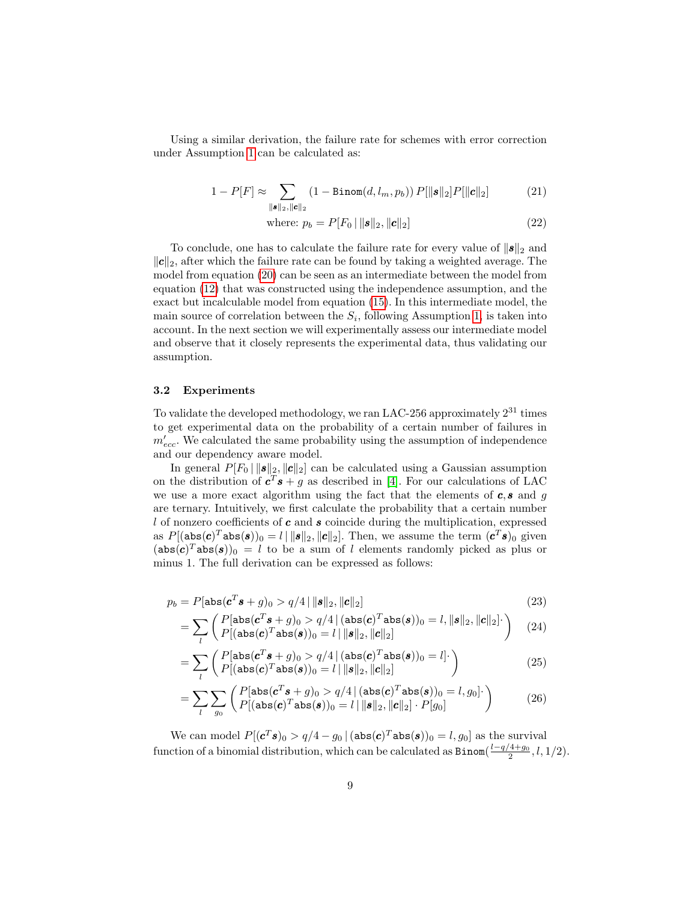Using a similar derivation, the failure rate for schemes with error correction under Assumption 1 can be calculated as:

$$1 - P[F] \approx \sum_{\|\boldsymbol{s}\|_2, \|\boldsymbol{c}\|_2} \left(1 - \mathtt{Binom}(d, l_m, p_b)\right) P[\|\boldsymbol{s}\|_2] P[\|\boldsymbol{c}\|_2] \tag{21}$$

$$\text{where: } p_b = P[F_0 \mid \|\boldsymbol{s}\|_2, \|\boldsymbol{c}\|_2] \tag{22}$$

To conclude, one has to calculate the failure rate for every value of $\|\boldsymbol{s}\|_2$ and $\|\boldsymbol{c}\|_2$, after which the failure rate can be found by taking a weighted average. The model from equation (20) can be seen as an intermediate between the model from equation (12) that was constructed using the independence assumption, and the exact but incalculable model from equation (15). In this intermediate model, the main source of correlation between the $S_i$, following Assumption 1, is taken into account. In the next section we will experimentally assess our intermediate model and observe that it closely represents the experimental data, thus validating our assumption.

### 3.2 Experiments

To validate the developed methodology, we ran LAC-256 approximately $2^{31}$ times to get experimental data on the probability of a certain number of failures in $m'_{ecc}$. We calculated the same probability using the assumption of independence and our dependency aware model.

In general $P[F_0 \mid \|\boldsymbol{s}\|_2, \|\boldsymbol{c}\|_2]$ can be calculated using a Gaussian assumption on the distribution of $\boldsymbol{c}^T\boldsymbol{s} + g$ as described in [4]. For our calculations of LAC we use a more exact algorithm using the fact that the elements of $\boldsymbol{c}, \boldsymbol{s}$ and $g$ are ternary. Intuitively, we first calculate the probability that a certain number $l$ of nonzero coefficients of $\boldsymbol{c}$ and $\boldsymbol{s}$ coincide during the multiplication, expressed as $P[(\mathtt{abs}(\boldsymbol{c})^T\mathtt{abs}(\boldsymbol{s}))_0 = l \mid \|\boldsymbol{s}\|_2, \|\boldsymbol{c}\|_2]$. Then, we assume the term $(\boldsymbol{c}^T\boldsymbol{s})_0$ given $(\mathtt{abs}(\boldsymbol{c})^T\mathtt{abs}(\boldsymbol{s}))_0 = l$ to be a sum of $l$ elements randomly picked as plus or minus 1. The full derivation can be expressed as follows:

$$p_b = P[\mathtt{abs}(\boldsymbol{c}^T\boldsymbol{s} + g)_0 > q/4 \mid \|\boldsymbol{s}\|_2, \|\boldsymbol{c}\|_2] \tag{23}$$

$$= \sum_l \begin{pmatrix} P[\mathtt{abs}(\boldsymbol{c}^T\boldsymbol{s} + g)_0 > q/4 \mid (\mathtt{abs}(\boldsymbol{c})^T\mathtt{abs}(\boldsymbol{s}))_0 = l, \|\boldsymbol{s}\|_2, \|\boldsymbol{c}\|_2] \cdot \\ P[(\mathtt{abs}(\boldsymbol{c})^T\mathtt{abs}(\boldsymbol{s}))_0 = l \mid \|\boldsymbol{s}\|_2, \|\boldsymbol{c}\|_2] \end{pmatrix} \tag{24}$$

$$= \sum_l \begin{pmatrix} P[\mathtt{abs}(\boldsymbol{c}^T\boldsymbol{s} + g)_0 > q/4 \mid (\mathtt{abs}(\boldsymbol{c})^T\mathtt{abs}(\boldsymbol{s}))_0 = l] \cdot \\ P[(\mathtt{abs}(\boldsymbol{c})^T\mathtt{abs}(\boldsymbol{s}))_0 = l \mid \|\boldsymbol{s}\|_2, \|\boldsymbol{c}\|_2] \end{pmatrix} \tag{25}$$

$$= \sum_l \sum_{g_0} \begin{pmatrix} P[\mathtt{abs}(\boldsymbol{c}^T\boldsymbol{s} + g)_0 > q/4 \mid (\mathtt{abs}(\boldsymbol{c})^T\mathtt{abs}(\boldsymbol{s}))_0 = l, g_0] \cdot \\ P[(\mathtt{abs}(\boldsymbol{c})^T\mathtt{abs}(\boldsymbol{s}))_0 = l \mid \|\boldsymbol{s}\|_2, \|\boldsymbol{c}\|_2] \cdot P[g_0] \end{pmatrix} \tag{26}$$

We can model $P[(\boldsymbol{c}^T\boldsymbol{s})_0 > q/4 - g_0 \mid (\mathtt{abs}(\boldsymbol{c})^T\mathtt{abs}(\boldsymbol{s}))_0 = l, g_0]$ as the survival function of a binomial distribution, which can be calculated as $\mathtt{Binom}(\frac{l - q/4 + g_0}{2}, l, 1/2)$.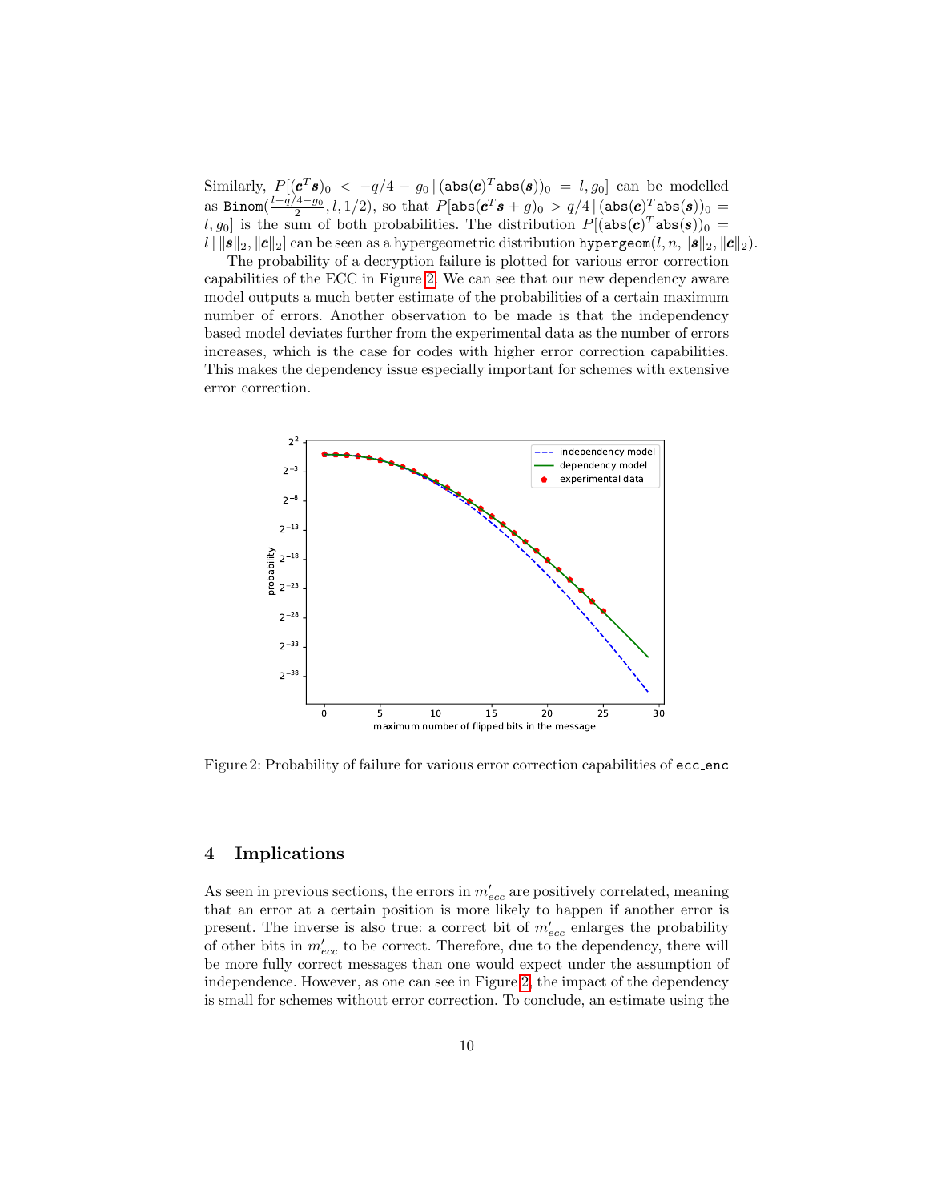Similarly, $P[(\boldsymbol{c}^T\boldsymbol{s})_0 < -q/4 - g_0 \,|\, (\mathtt{abs}(\boldsymbol{c})^T\mathtt{abs}(\boldsymbol{s}))_0 = l, g_0]$ can be modelled as $\mathtt{Binom}(\frac{l-q/4-g_0}{2}, l, 1/2)$, so that $P[\mathtt{abs}(\boldsymbol{c}^T\boldsymbol{s} + g)_0 > q/4 \,|\, (\mathtt{abs}(\boldsymbol{c})^T\mathtt{abs}(\boldsymbol{s}))_0 = l, g_0]$ is the sum of both probabilities. The distribution $P[(\mathtt{abs}(\boldsymbol{c})^T\mathtt{abs}(\boldsymbol{s}))_0 = l \,|\, \|\boldsymbol{s}\|_2, \|\boldsymbol{c}\|_2]$ can be seen as a hypergeometric distribution $\mathtt{hypergeom}(l, n, \|\boldsymbol{s}\|_2, \|\boldsymbol{c}\|_2)$.

The probability of a decryption failure is plotted for various error correction capabilities of the ECC in Figure 2. We can see that our new dependency aware model outputs a much better estimate of the probabilities of a certain maximum number of errors. Another observation to be made is that the independency based model deviates further from the experimental data as the number of errors increases, which is the case for codes with higher error correction capabilities. This makes the dependency issue especially important for schemes with extensive error correction.

Figure 2: Probability of failure for various error correction capabilities of ecc_enc

## 4 Implications

As seen in previous sections, the errors in $m'_{ecc}$ are positively correlated, meaning that an error at a certain position is more likely to happen if another error is present. The inverse is also true: a correct bit of $m'_{ecc}$ enlarges the probability of other bits in $m'_{ecc}$ to be correct. Therefore, due to the dependency, there will be more fully correct messages than one would expect under the assumption of independence. However, as one can see in Figure 2, the impact of the dependency is small for schemes without error correction. To conclude, an estimate using the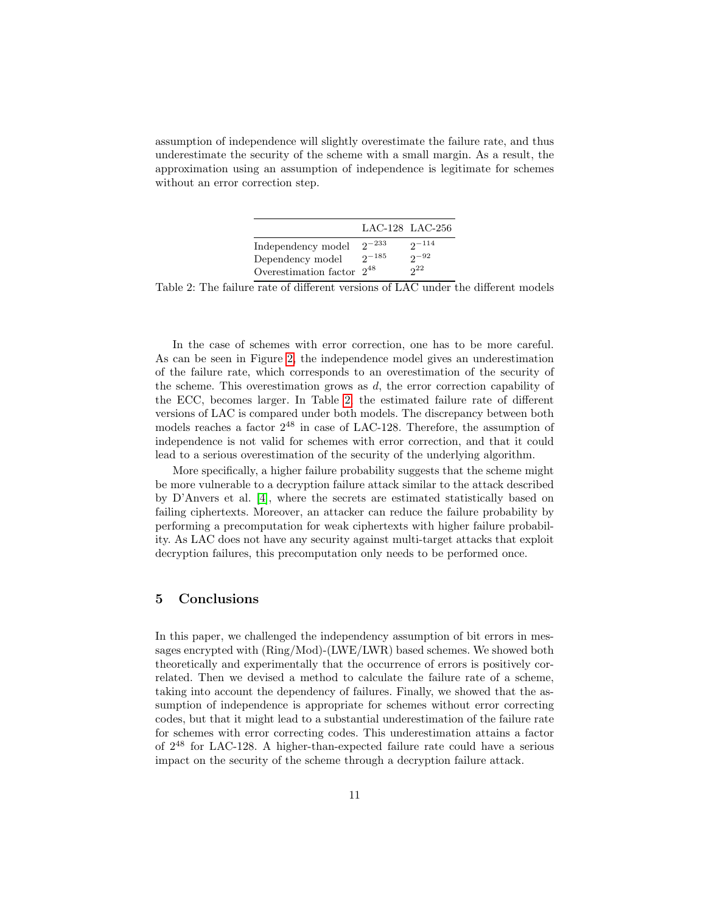assumption of independence will slightly overestimate the failure rate, and thus underestimate the security of the scheme with a small margin. As a result, the approximation using an assumption of independence is legitimate for schemes without an error correction step.

| | LAC-128 | LAC-256 |
|---|---|---|
| Independency model | $2^{-233}$ | $2^{-114}$ |
| Dependency model | $2^{-185}$ | $2^{-92}$ |
| Overestimation factor | $2^{48}$ | $2^{22}$ |

Table 2: The failure rate of different versions of LAC under the different models

In the case of schemes with error correction, one has to be more careful. As can be seen in Figure 2, the independence model gives an underestimation of the failure rate, which corresponds to an overestimation of the security of the scheme. This overestimation grows as $d$, the error correction capability of the ECC, becomes larger. In Table 2, the estimated failure rate of different versions of LAC is compared under both models. The discrepancy between both models reaches a factor $2^{48}$ in case of LAC-128. Therefore, the assumption of independence is not valid for schemes with error correction, and that it could lead to a serious overestimation of the security of the underlying algorithm.

More specifically, a higher failure probability suggests that the scheme might be more vulnerable to a decryption failure attack similar to the attack described by D'Anvers et al. [4], where the secrets are estimated statistically based on failing ciphertexts. Moreover, an attacker can reduce the failure probability by performing a precomputation for weak ciphertexts with higher failure probability. As LAC does not have any security against multi-target attacks that exploit decryption failures, this precomputation only needs to be performed once.

## 5 Conclusions

In this paper, we challenged the independency assumption of bit errors in messages encrypted with (Ring/Mod)-(LWE/LWR) based schemes. We showed both theoretically and experimentally that the occurrence of errors is positively correlated. Then we devised a method to calculate the failure rate of a scheme, taking into account the dependency of failures. Finally, we showed that the assumption of independence is appropriate for schemes without error correcting codes, but that it might lead to a substantial underestimation of the failure rate for schemes with error correcting codes. This underestimation attains a factor of $2^{48}$ for LAC-128. A higher-than-expected failure rate could have a serious impact on the security of the scheme through a decryption failure attack.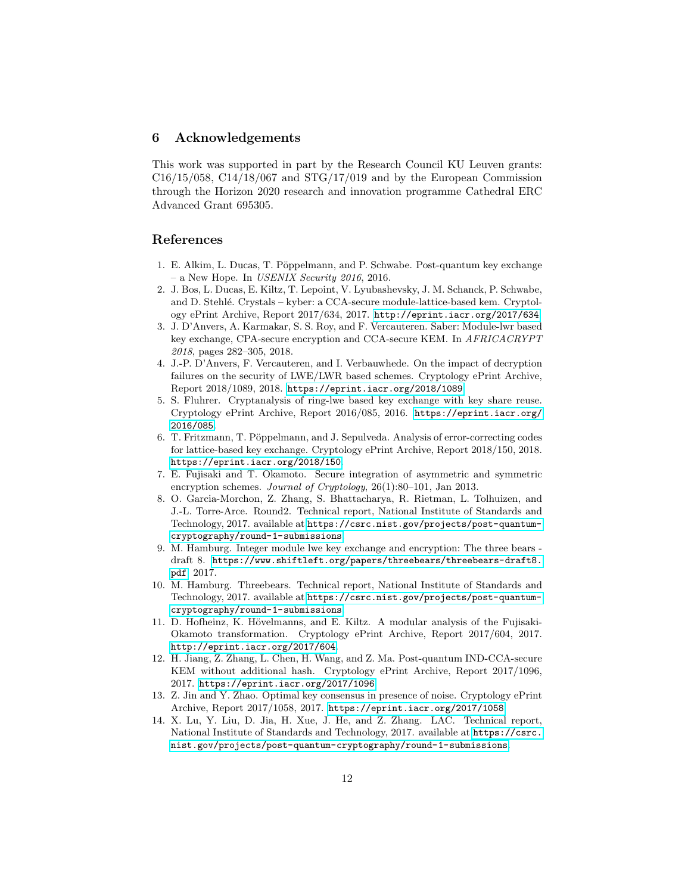## 6 Acknowledgements

This work was supported in part by the Research Council KU Leuven grants: C16/15/058, C14/18/067 and STG/17/019 and by the European Commission through the Horizon 2020 research and innovation programme Cathedral ERC Advanced Grant 695305.

## References

1. E. Alkim, L. Ducas, T. Pöppelmann, and P. Schwabe. Post-quantum key exchange – a New Hope. In *USENIX Security 2016*, 2016.
2. J. Bos, L. Ducas, E. Kiltz, T. Lepoint, V. Lyubashevsky, J. M. Schanck, P. Schwabe, and D. Stehlé. Crystals – kyber: a CCA-secure module-lattice-based kem. Cryptology ePrint Archive, Report 2017/634, 2017. http://eprint.iacr.org/2017/634.
3. J. D'Anvers, A. Karmakar, S. S. Roy, and F. Vercauteren. Saber: Module-lwr based key exchange, CPA-secure encryption and CCA-secure KEM. In *AFRICACRYPT 2018*, pages 282–305, 2018.
4. J.-P. D'Anvers, F. Vercauteren, and I. Verbauwhede. On the impact of decryption failures on the security of LWE/LWR based schemes. Cryptology ePrint Archive, Report 2018/1089, 2018. https://eprint.iacr.org/2018/1089.
5. S. Fluhrer. Cryptanalysis of ring-lwe based key exchange with key share reuse. Cryptology ePrint Archive, Report 2016/085, 2016. https://eprint.iacr.org/2016/085.
6. T. Fritzmann, T. Pöppelmann, and J. Sepulveda. Analysis of error-correcting codes for lattice-based key exchange. Cryptology ePrint Archive, Report 2018/150, 2018. https://eprint.iacr.org/2018/150.
7. E. Fujisaki and T. Okamoto. Secure integration of asymmetric and symmetric encryption schemes. *Journal of Cryptology*, 26(1):80–101, Jan 2013.
8. O. Garcia-Morchon, Z. Zhang, S. Bhattacharya, R. Rietman, L. Tolhuizen, and J.-L. Torre-Arce. Round2. Technical report, National Institute of Standards and Technology, 2017. available at https://csrc.nist.gov/projects/post-quantum-cryptography/round-1-submissions.
9. M. Hamburg. Integer module lwe key exchange and encryption: The three bears - draft 8. https://www.shiftleft.org/papers/threebears/threebears-draft8.pdf, 2017.
10. M. Hamburg. Threebears. Technical report, National Institute of Standards and Technology, 2017. available at https://csrc.nist.gov/projects/post-quantum-cryptography/round-1-submissions.
11. D. Hofheinz, K. Hövelmanns, and E. Kiltz. A modular analysis of the Fujisaki-Okamoto transformation. Cryptology ePrint Archive, Report 2017/604, 2017. http://eprint.iacr.org/2017/604.
12. H. Jiang, Z. Zhang, L. Chen, H. Wang, and Z. Ma. Post-quantum IND-CCA-secure KEM without additional hash. Cryptology ePrint Archive, Report 2017/1096, 2017. https://eprint.iacr.org/2017/1096.
13. Z. Jin and Y. Zhao. Optimal key consensus in presence of noise. Cryptology ePrint Archive, Report 2017/1058, 2017. https://eprint.iacr.org/2017/1058.
14. X. Lu, Y. Liu, D. Jia, H. Xue, J. He, and Z. Zhang. LAC. Technical report, National Institute of Standards and Technology, 2017. available at https://csrc.nist.gov/projects/post-quantum-cryptography/round-1-submissions.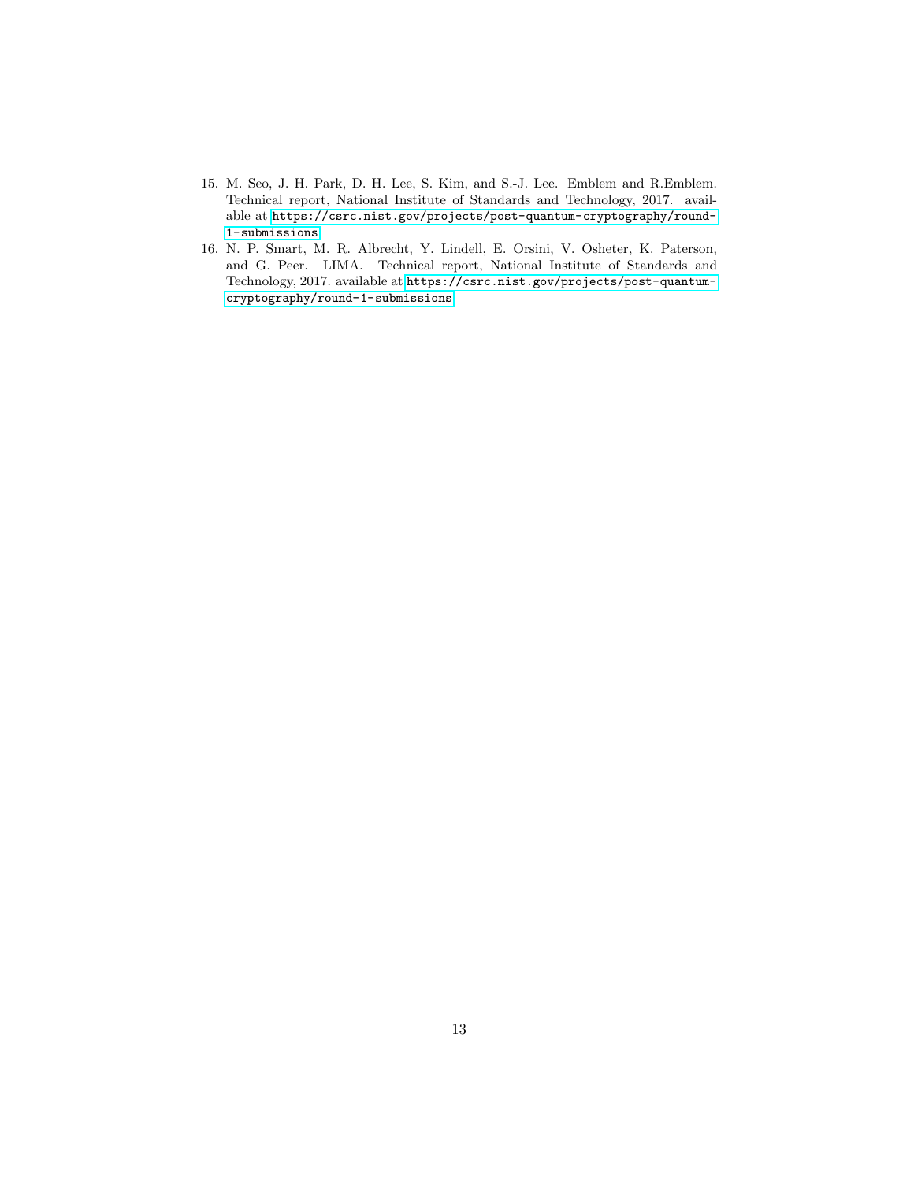15. M. Seo, J. H. Park, D. H. Lee, S. Kim, and S.-J. Lee. Emblem and R.Emblem. Technical report, National Institute of Standards and Technology, 2017. available at https://csrc.nist.gov/projects/post-quantum-cryptography/round-1-submissions
16. N. P. Smart, M. R. Albrecht, Y. Lindell, E. Orsini, V. Osheter, K. Paterson, and G. Peer. LIMA. Technical report, National Institute of Standards and Technology, 2017. available at https://csrc.nist.gov/projects/post-quantum-cryptography/round-1-submissions